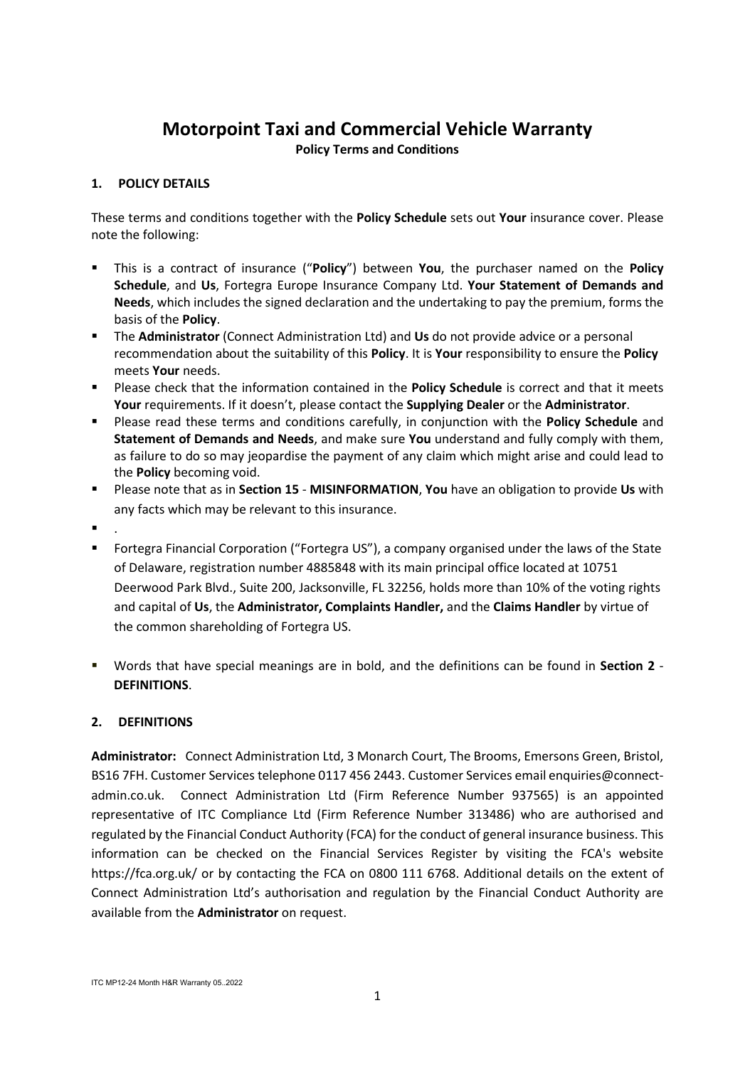# Motorpoint Taxi and Commercial Vehicle Warranty

**Policy Terms and Conditions**

## 1. POLICY DETAILS

These terms and conditions together with the **Policy Schedule** sets out **Your** insurance cover. Please note the following:

- This is a contract of insurance ("**Policy**") between **You**, the purchaser named on the **Policy Schedule**, and **Us**, Fortegra Europe Insurance Company Ltd. **Your Statement of Demands and Needs**, which includes the signed declaration and the undertaking to pay the premium, forms the basis of the **Policy**.
- The **Administrator** (Connect Administration Ltd) and **Us** do not provide advice or a personal recommendation about the suitability of this **Policy**. It is **Your** responsibility to ensure the **Policy** meets **Your** needs.
- Please check that the information contained in the **Policy Schedule** is correct and that it meets **Your** requirements. If it doesn't, please contact the **Supplying Dealer** or the **Administrator**.
- Please read these terms and conditions carefully, in conjunction with the **Policy Schedule** and **Statement of Demands and Needs**, and make sure **You** understand and fully comply with them, as failure to do so may jeopardise the payment of any claim which might arise and could lead to the **Policy** becoming void.
- Please note that as in **Section 15** - **MISINFORMATION**, **You** have an obligation to provide **Us** with any facts which may be relevant to this insurance.
- .
- Fortegra Financial Corporation ("Fortegra US"), a company organised under the laws of the State of Delaware, registration number 4885848 with its main principal office located at 10751 Deerwood Park Blvd., Suite 200, Jacksonville, FL 32256, holds more than 10% of the voting rights and capital of **Us**, the **Administrator, Complaints Handler,** and the **Claims Handler** by virtue of the common shareholding of Fortegra US.
- Words that have special meanings are in bold, and the definitions can be found in **Section 2** - **DEFINITIONS**.

## 2. DEFINITIONS

**Administrator:** Connect Administration Ltd, 3 Monarch Court, The Brooms, Emersons Green, Bristol, BS16 7FH. Customer Services telephone 0117 456 2443. Customer Services email enquiries@connect-admin.co.uk. Connect Administration Ltd (Firm Reference Number 937565) is an appointed representative of ITC Compliance Ltd (Firm Reference Number 313486) who are authorised and regulated by the Financial Conduct Authority (FCA) for the conduct of general insurance business. This information can be checked on the Financial Services Register by visiting the FCA's website https://fca.org.uk/ or by contacting the FCA on 0800 111 6768. Additional details on the extent of Connect Administration Ltd's authorisation and regulation by the Financial Conduct Authority are available from the **Administrator** on request.

ITC MP12-24 Month H&R Warranty 05..2022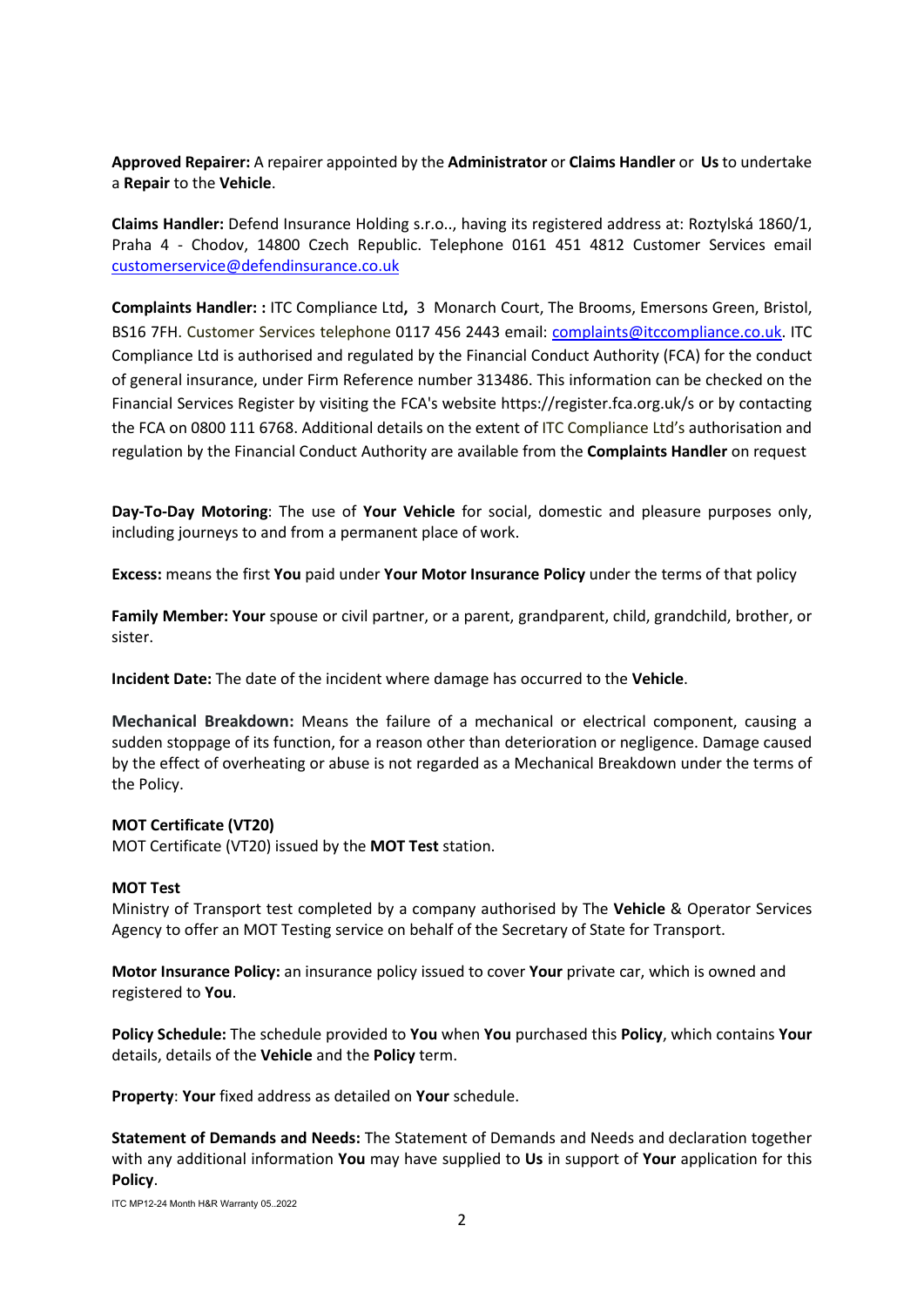**Approved Repairer:** A repairer appointed by the **Administrator** or **Claims Handler** or **Us** to undertake a **Repair** to the **Vehicle**.

**Claims Handler:** Defend Insurance Holding s.r.o.., having its registered address at: Roztylská 1860/1, Praha 4 - Chodov, 14800 Czech Republic. Telephone 0161 451 4812 Customer Services email customerservice@defendinsurance.co.uk

**Complaints Handler: :** ITC Compliance Ltd**,** 3 Monarch Court, The Brooms, Emersons Green, Bristol, BS16 7FH. Customer Services telephone 0117 456 2443 email: complaints@itccompliance.co.uk. ITC Compliance Ltd is authorised and regulated by the Financial Conduct Authority (FCA) for the conduct of general insurance, under Firm Reference number 313486. This information can be checked on the Financial Services Register by visiting the FCA's website https://register.fca.org.uk/s or by contacting the FCA on 0800 111 6768. Additional details on the extent of ITC Compliance Ltd's authorisation and regulation by the Financial Conduct Authority are available from the **Complaints Handler** on request

**Day-To-Day Motoring**: The use of **Your Vehicle** for social, domestic and pleasure purposes only, including journeys to and from a permanent place of work.

**Excess:** means the first **You** paid under **Your Motor Insurance Policy** under the terms of that policy

**Family Member: Your** spouse or civil partner, or a parent, grandparent, child, grandchild, brother, or sister.

**Incident Date:** The date of the incident where damage has occurred to the **Vehicle**.

**Mechanical Breakdown:** Means the failure of a mechanical or electrical component, causing a sudden stoppage of its function, for a reason other than deterioration or negligence. Damage caused by the effect of overheating or abuse is not regarded as a Mechanical Breakdown under the terms of the Policy.

**MOT Certificate (VT20)**
MOT Certificate (VT20) issued by the **MOT Test** station.

**MOT Test**
Ministry of Transport test completed by a company authorised by The **Vehicle** & Operator Services Agency to offer an MOT Testing service on behalf of the Secretary of State for Transport.

**Motor Insurance Policy:** an insurance policy issued to cover **Your** private car, which is owned and registered to **You**.

**Policy Schedule:** The schedule provided to **You** when **You** purchased this **Policy**, which contains **Your** details, details of the **Vehicle** and the **Policy** term.

**Property**: **Your** fixed address as detailed on **Your** schedule.

**Statement of Demands and Needs:** The Statement of Demands and Needs and declaration together with any additional information **You** may have supplied to **Us** in support of **Your** application for this **Policy**.

ITC MP12-24 Month H&R Warranty 05..2022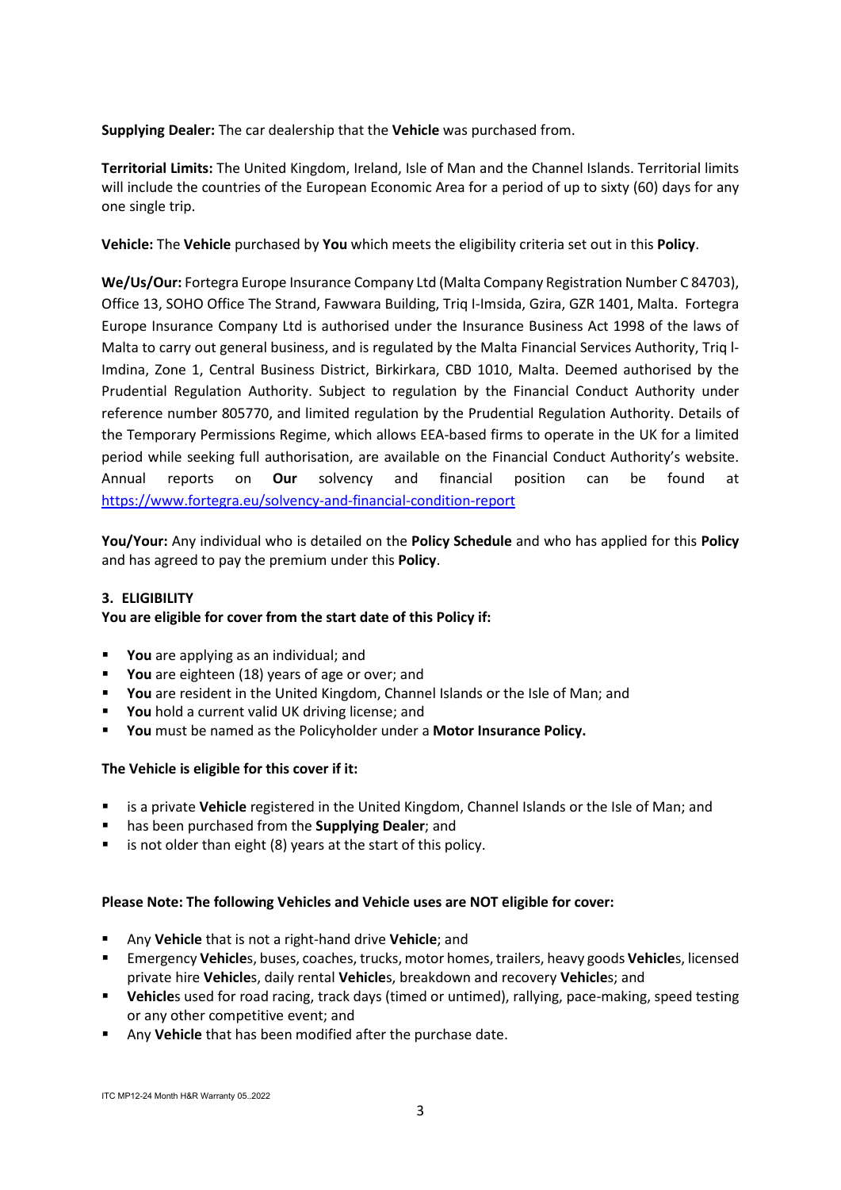**Supplying Dealer:** The car dealership that the **Vehicle** was purchased from.

**Territorial Limits:** The United Kingdom, Ireland, Isle of Man and the Channel Islands. Territorial limits will include the countries of the European Economic Area for a period of up to sixty (60) days for any one single trip.

**Vehicle:** The **Vehicle** purchased by **You** which meets the eligibility criteria set out in this **Policy**.

**We/Us/Our:** Fortegra Europe Insurance Company Ltd (Malta Company Registration Number C 84703), Office 13, SOHO Office The Strand, Fawwara Building, Triq l-Imsida, Gzira, GZR 1401, Malta. Fortegra Europe Insurance Company Ltd is authorised under the Insurance Business Act 1998 of the laws of Malta to carry out general business, and is regulated by the Malta Financial Services Authority, Triq l-Imdina, Zone 1, Central Business District, Birkirkara, CBD 1010, Malta. Deemed authorised by the Prudential Regulation Authority. Subject to regulation by the Financial Conduct Authority under reference number 805770, and limited regulation by the Prudential Regulation Authority. Details of the Temporary Permissions Regime, which allows EEA-based firms to operate in the UK for a limited period while seeking full authorisation, are available on the Financial Conduct Authority's website. Annual reports on **Our** solvency and financial position can be found at https://www.fortegra.eu/solvency-and-financial-condition-report

**You/Your:** Any individual who is detailed on the **Policy Schedule** and who has applied for this **Policy** and has agreed to pay the premium under this **Policy**.

## 3. ELIGIBILITY

**You are eligible for cover from the start date of this Policy if:**

- **You** are applying as an individual; and
- **You** are eighteen (18) years of age or over; and
- **You** are resident in the United Kingdom, Channel Islands or the Isle of Man; and
- **You** hold a current valid UK driving license; and
- **You** must be named as the Policyholder under a **Motor Insurance Policy.**

**The Vehicle is eligible for this cover if it:**

- is a private **Vehicle** registered in the United Kingdom, Channel Islands or the Isle of Man; and
- has been purchased from the **Supplying Dealer**; and
- is not older than eight (8) years at the start of this policy.

**Please Note: The following Vehicles and Vehicle uses are NOT eligible for cover:**

- Any **Vehicle** that is not a right-hand drive **Vehicle**; and
- Emergency **Vehicle**s, buses, coaches, trucks, motor homes, trailers, heavy goods **Vehicle**s, licensed private hire **Vehicle**s, daily rental **Vehicle**s, breakdown and recovery **Vehicle**s; and
- **Vehicle**s used for road racing, track days (timed or untimed), rallying, pace-making, speed testing or any other competitive event; and
- Any **Vehicle** that has been modified after the purchase date.

ITC MP12-24 Month H&R Warranty 05..2022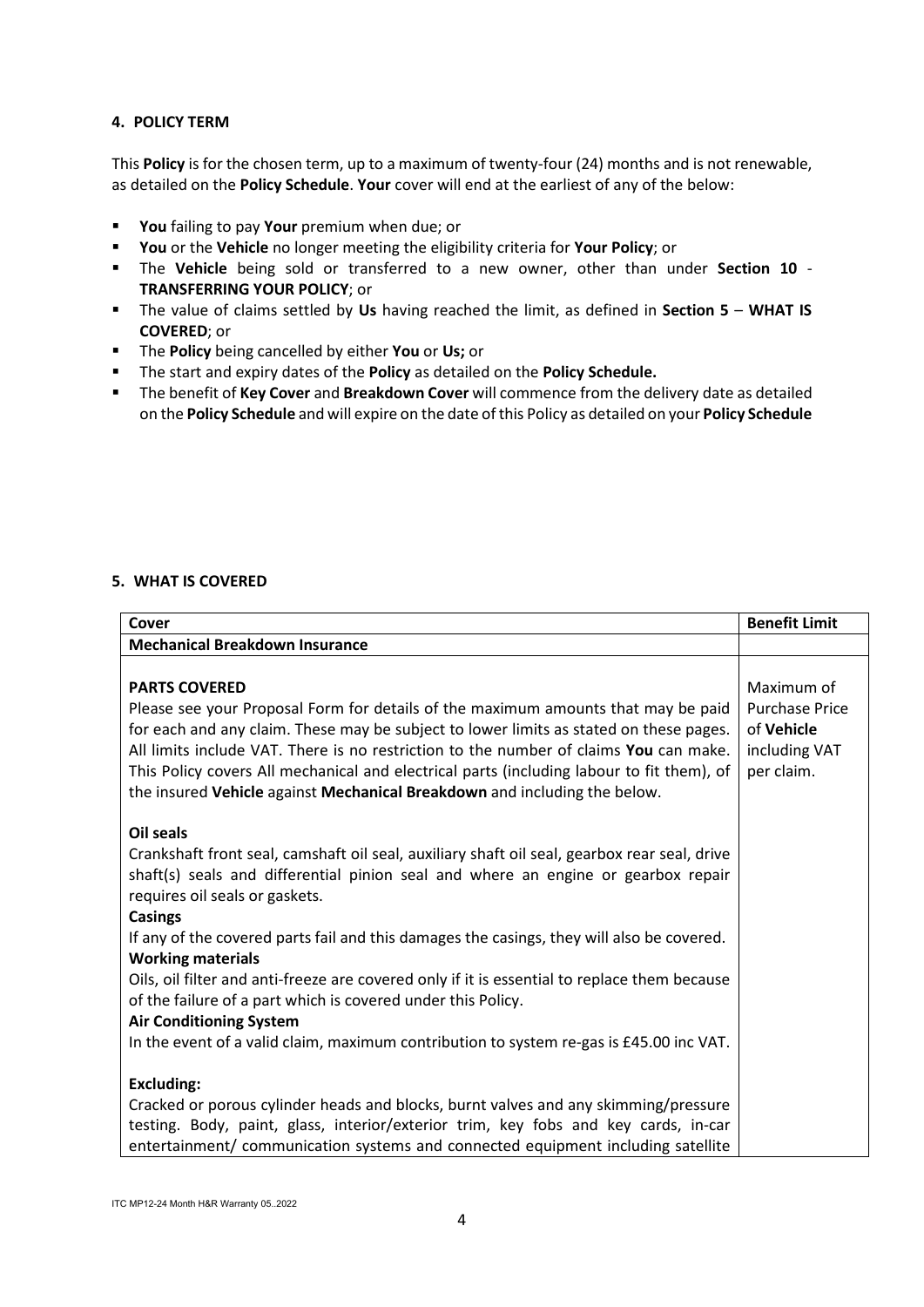## 4. POLICY TERM

This **Policy** is for the chosen term, up to a maximum of twenty-four (24) months and is not renewable, as detailed on the **Policy Schedule**. **Your** cover will end at the earliest of any of the below:

- **You** failing to pay **Your** premium when due; or
- **You** or the **Vehicle** no longer meeting the eligibility criteria for **Your Policy**; or
- The **Vehicle** being sold or transferred to a new owner, other than under **Section 10** - **TRANSFERRING YOUR POLICY**; or
- The value of claims settled by **Us** having reached the limit, as defined in **Section 5** – **WHAT IS COVERED**; or
- The **Policy** being cancelled by either **You** or **Us;** or
- The start and expiry dates of the **Policy** as detailed on the **Policy Schedule.**
- The benefit of **Key Cover** and **Breakdown Cover** will commence from the delivery date as detailed on the **Policy Schedule** and will expire on the date of this Policy as detailed on your **Policy Schedule**

## 5. WHAT IS COVERED

| **Cover** | **Benefit Limit** |
|---|---|
| **Mechanical Breakdown Insurance** | |
| **PARTS COVERED**<br>Please see your Proposal Form for details of the maximum amounts that may be paid for each and any claim. These may be subject to lower limits as stated on these pages. All limits include VAT. There is no restriction to the number of claims **You** can make. This Policy covers All mechanical and electrical parts (including labour to fit them), of the insured **Vehicle** against **Mechanical Breakdown** and including the below.<br><br>**Oil seals**<br>Crankshaft front seal, camshaft oil seal, auxiliary shaft oil seal, gearbox rear seal, drive shaft(s) seals and differential pinion seal and where an engine or gearbox repair requires oil seals or gaskets.<br>**Casings**<br>If any of the covered parts fail and this damages the casings, they will also be covered.<br>**Working materials**<br>Oils, oil filter and anti-freeze are covered only if it is essential to replace them because of the failure of a part which is covered under this Policy.<br>**Air Conditioning System**<br>In the event of a valid claim, maximum contribution to system re-gas is £45.00 inc VAT.<br><br>**Excluding:**<br>Cracked or porous cylinder heads and blocks, burnt valves and any skimming/pressure testing. Body, paint, glass, interior/exterior trim, key fobs and key cards, in-car entertainment/ communication systems and connected equipment including satellite | Maximum of Purchase Price of **Vehicle** including VAT per claim. |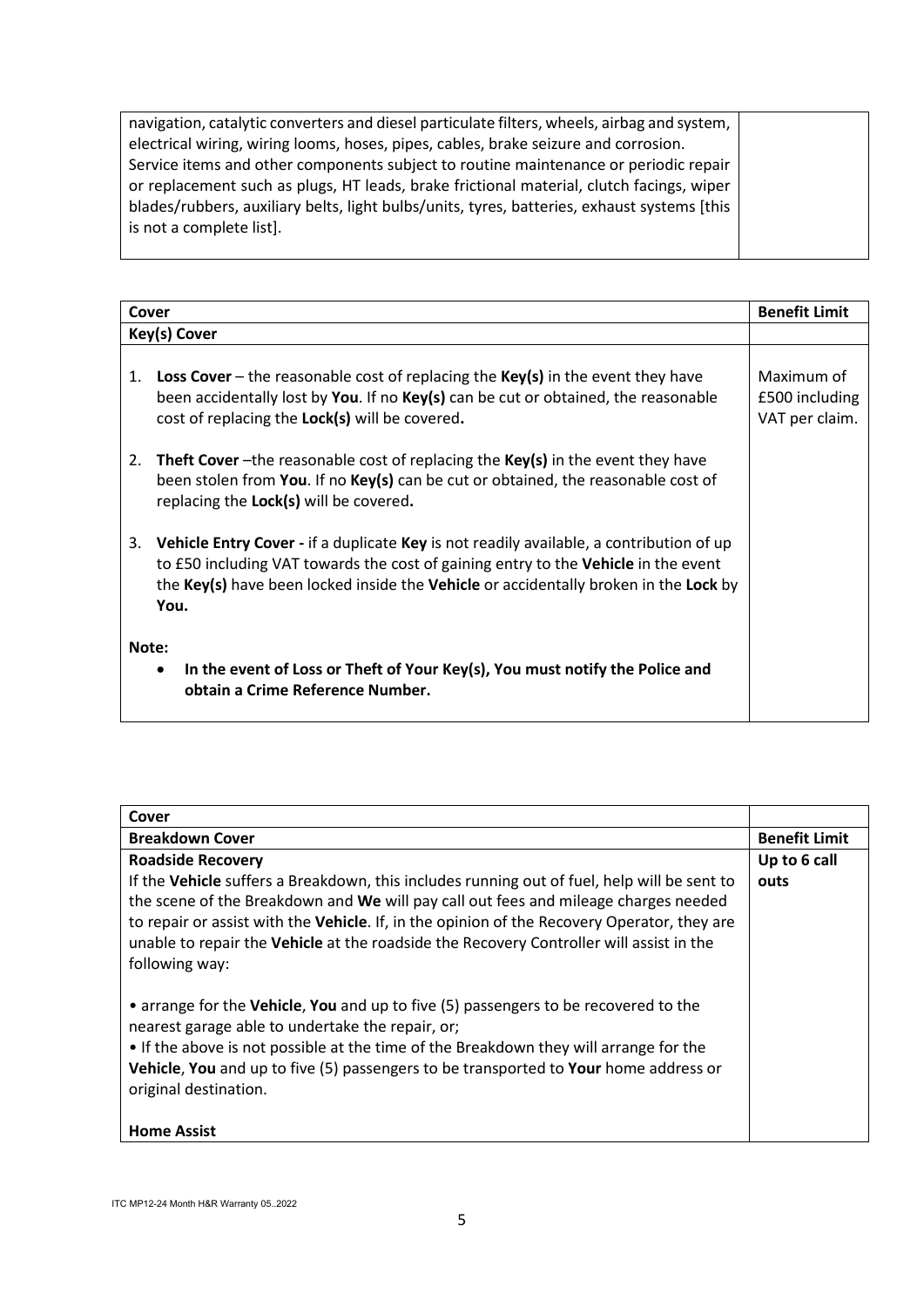| | |
|---|---|
| navigation, catalytic converters and diesel particulate filters, wheels, airbag and system, electrical wiring, wiring looms, hoses, pipes, cables, brake seizure and corrosion. Service items and other components subject to routine maintenance or periodic repair or replacement such as plugs, HT leads, brake frictional material, clutch facings, wiper blades/rubbers, auxiliary belts, light bulbs/units, tyres, batteries, exhaust systems [this is not a complete list]. | |

| **Cover** | **Benefit Limit** |
|---|---|
| **Key(s) Cover** | |
| 1. **Loss Cover** – the reasonable cost of replacing the **Key(s)** in the event they have been accidentally lost by **You**. If no **Key(s)** can be cut or obtained, the reasonable cost of replacing the **Lock(s)** will be covered**.**<br><br>2. **Theft Cover** –the reasonable cost of replacing the **Key(s)** in the event they have been stolen from **You**. If no **Key(s)** can be cut or obtained, the reasonable cost of replacing the **Lock(s)** will be covered**.**<br><br>3. **Vehicle Entry Cover -** if a duplicate **Key** is not readily available, a contribution of up to £50 including VAT towards the cost of gaining entry to the **Vehicle** in the event the **Key(s)** have been locked inside the **Vehicle** or accidentally broken in the **Lock** by **You.**<br><br>**Note:**<br>• **In the event of Loss or Theft of Your Key(s), You must notify the Police and obtain a Crime Reference Number.** | Maximum of £500 including VAT per claim. |

| **Cover** | |
|---|---|
| **Breakdown Cover** | **Benefit Limit** |
| **Roadside Recovery**<br>If the **Vehicle** suffers a Breakdown, this includes running out of fuel, help will be sent to the scene of the Breakdown and **We** will pay call out fees and mileage charges needed to repair or assist with the **Vehicle**. If, in the opinion of the Recovery Operator, they are unable to repair the **Vehicle** at the roadside the Recovery Controller will assist in the following way:<br><br>• arrange for the **Vehicle**, **You** and up to five (5) passengers to be recovered to the nearest garage able to undertake the repair, or;<br>• If the above is not possible at the time of the Breakdown they will arrange for the **Vehicle**, **You** and up to five (5) passengers to be transported to **Your** home address or original destination.<br><br>**Home Assist** | **Up to 6 call outs** |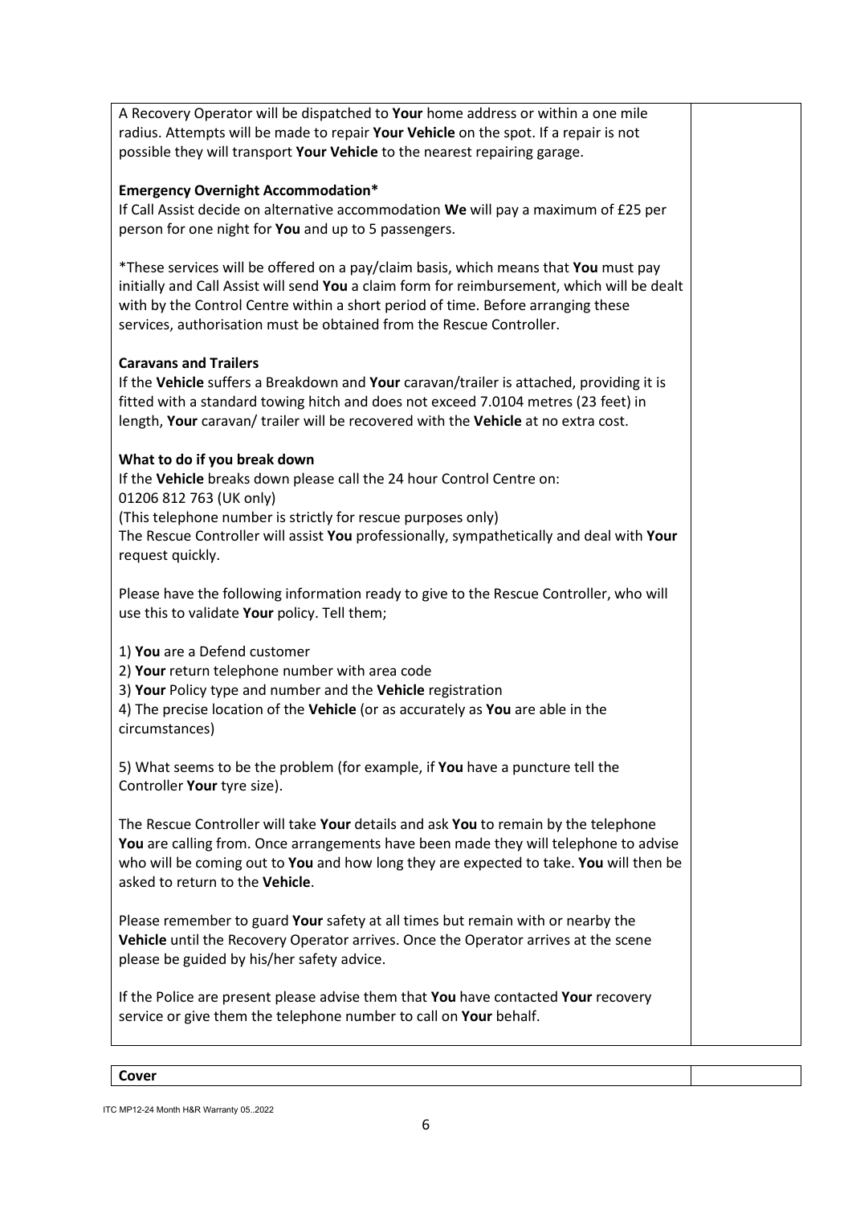A Recovery Operator will be dispatched to **Your** home address or within a one mile radius. Attempts will be made to repair **Your Vehicle** on the spot. If a repair is not possible they will transport **Your Vehicle** to the nearest repairing garage.

**Emergency Overnight Accommodation***

If Call Assist decide on alternative accommodation **We** will pay a maximum of £25 per person for one night for **You** and up to 5 passengers.

*These services will be offered on a pay/claim basis, which means that **You** must pay initially and Call Assist will send **You** a claim form for reimbursement, which will be dealt with by the Control Centre within a short period of time. Before arranging these services, authorisation must be obtained from the Rescue Controller.

**Caravans and Trailers**

If the **Vehicle** suffers a Breakdown and **Your** caravan/trailer is attached, providing it is fitted with a standard towing hitch and does not exceed 7.0104 metres (23 feet) in length, **Your** caravan/ trailer will be recovered with the **Vehicle** at no extra cost.

**What to do if you break down**

If the **Vehicle** breaks down please call the 24 hour Control Centre on:
01206 812 763 (UK only)
(This telephone number is strictly for rescue purposes only)
The Rescue Controller will assist **You** professionally, sympathetically and deal with **Your** request quickly.

Please have the following information ready to give to the Rescue Controller, who will use this to validate **Your** policy. Tell them;

1) **You** are a Defend customer
2) **Your** return telephone number with area code
3) **Your** Policy type and number and the **Vehicle** registration
4) The precise location of the **Vehicle** (or as accurately as **You** are able in the circumstances)

5) What seems to be the problem (for example, if **You** have a puncture tell the Controller **Your** tyre size).

The Rescue Controller will take **Your** details and ask **You** to remain by the telephone **You** are calling from. Once arrangements have been made they will telephone to advise who will be coming out to **You** and how long they are expected to take. **You** will then be asked to return to the **Vehicle**.

Please remember to guard **Your** safety at all times but remain with or nearby the **Vehicle** until the Recovery Operator arrives. Once the Operator arrives at the scene please be guided by his/her safety advice.

If the Police are present please advise them that **You** have contacted **Your** recovery service or give them the telephone number to call on **Your** behalf.

**Cover**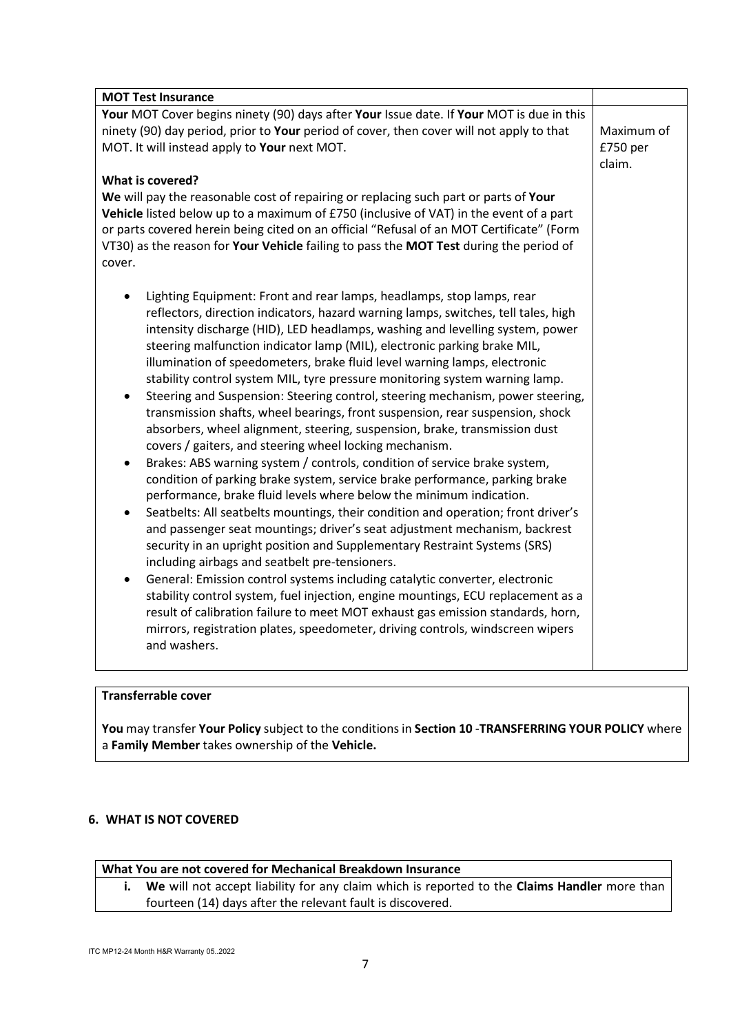| **MOT Test Insurance** | |
|---|---|
| **Your** MOT Cover begins ninety (90) days after **Your** Issue date. If **Your** MOT is due in this ninety (90) day period, prior to **Your** period of cover, then cover will not apply to that MOT. It will instead apply to **Your** next MOT.<br><br>**What is covered?**<br>**We** will pay the reasonable cost of repairing or replacing such part or parts of **Your Vehicle** listed below up to a maximum of £750 (inclusive of VAT) in the event of a part or parts covered herein being cited on an official "Refusal of an MOT Certificate" (Form VT30) as the reason for **Your Vehicle** failing to pass the **MOT Test** during the period of cover.<br><br>• Lighting Equipment: Front and rear lamps, headlamps, stop lamps, rear reflectors, direction indicators, hazard warning lamps, switches, tell tales, high intensity discharge (HID), LED headlamps, washing and levelling system, power steering malfunction indicator lamp (MIL), electronic parking brake MIL, illumination of speedometers, brake fluid level warning lamps, electronic stability control system MIL, tyre pressure monitoring system warning lamp.<br>• Steering and Suspension: Steering control, steering mechanism, power steering, transmission shafts, wheel bearings, front suspension, rear suspension, shock absorbers, wheel alignment, steering, suspension, brake, transmission dust covers / gaiters, and steering wheel locking mechanism.<br>• Brakes: ABS warning system / controls, condition of service brake system, condition of parking brake system, service brake performance, parking brake performance, brake fluid levels where below the minimum indication.<br>• Seatbelts: All seatbelts mountings, their condition and operation; front driver's and passenger seat mountings; driver's seat adjustment mechanism, backrest security in an upright position and Supplementary Restraint Systems (SRS) including airbags and seatbelt pre-tensioners.<br>• General: Emission control systems including catalytic converter, electronic stability control system, fuel injection, engine mountings, ECU replacement as a result of calibration failure to meet MOT exhaust gas emission standards, horn, mirrors, registration plates, speedometer, driving controls, windscreen wipers and washers. | Maximum of £750 per claim. |

**Transferrable cover**

**You** may transfer **Your Policy** subject to the conditions in **Section 10** -**TRANSFERRING YOUR POLICY** where a **Family Member** takes ownership of the **Vehicle.**

## 6. WHAT IS NOT COVERED

**What You are not covered for Mechanical Breakdown Insurance**

i. **We** will not accept liability for any claim which is reported to the **Claims Handler** more than fourteen (14) days after the relevant fault is discovered.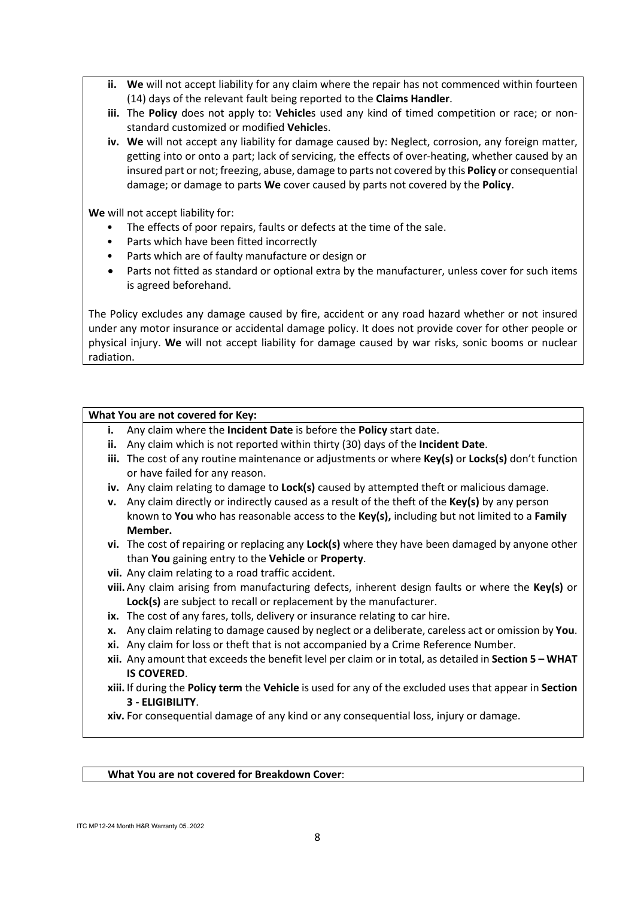ii. **We** will not accept liability for any claim where the repair has not commenced within fourteen (14) days of the relevant fault being reported to the **Claims Handler**.

iii. The **Policy** does not apply to: **Vehicle**s used any kind of timed competition or race; or non-standard customized or modified **Vehicle**s.

iv. **We** will not accept any liability for damage caused by: Neglect, corrosion, any foreign matter, getting into or onto a part; lack of servicing, the effects of over-heating, whether caused by an insured part or not; freezing, abuse, damage to parts not covered by this **Policy** or consequential damage; or damage to parts **We** cover caused by parts not covered by the **Policy**.

**We** will not accept liability for:

- The effects of poor repairs, faults or defects at the time of the sale.
- Parts which have been fitted incorrectly
- Parts which are of faulty manufacture or design or
- Parts not fitted as standard or optional extra by the manufacturer, unless cover for such items is agreed beforehand.

The Policy excludes any damage caused by fire, accident or any road hazard whether or not insured under any motor insurance or accidental damage policy. It does not provide cover for other people or physical injury. **We** will not accept liability for damage caused by war risks, sonic booms or nuclear radiation.

**What You are not covered for Key:**

i. Any claim where the **Incident Date** is before the **Policy** start date.

ii. Any claim which is not reported within thirty (30) days of the **Incident Date**.

iii. The cost of any routine maintenance or adjustments or where **Key(s)** or **Locks(s)** don't function or have failed for any reason.

iv. Any claim relating to damage to **Lock(s)** caused by attempted theft or malicious damage.

v. Any claim directly or indirectly caused as a result of the theft of the **Key(s)** by any person known to **You** who has reasonable access to the **Key(s),** including but not limited to a **Family Member.**

vi. The cost of repairing or replacing any **Lock(s)** where they have been damaged by anyone other than **You** gaining entry to the **Vehicle** or **Property**.

vii. Any claim relating to a road traffic accident.

viii. Any claim arising from manufacturing defects, inherent design faults or where the **Key(s)** or **Lock(s)** are subject to recall or replacement by the manufacturer.

ix. The cost of any fares, tolls, delivery or insurance relating to car hire.

x. Any claim relating to damage caused by neglect or a deliberate, careless act or omission by **You**.

xi. Any claim for loss or theft that is not accompanied by a Crime Reference Number.

xii. Any amount that exceeds the benefit level per claim or in total, as detailed in **Section 5 – WHAT IS COVERED**.

xiii. If during the **Policy term** the **Vehicle** is used for any of the excluded uses that appear in **Section 3 - ELIGIBILITY**.

xiv. For consequential damage of any kind or any consequential loss, injury or damage.

**What You are not covered for Breakdown Cover**: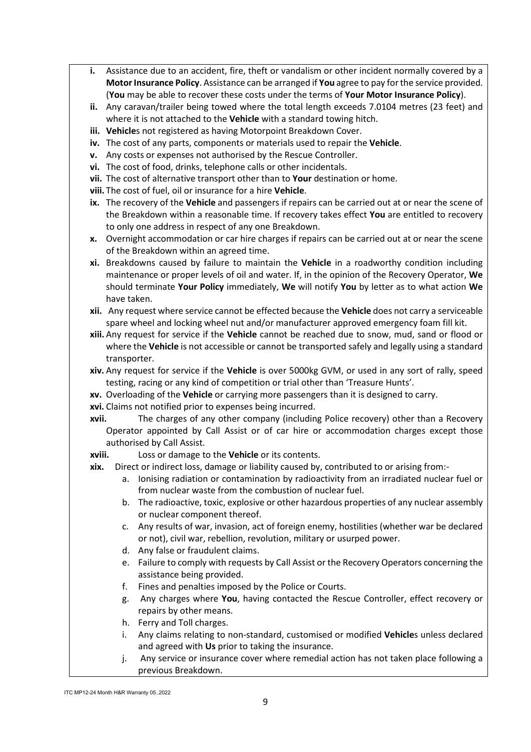- **i.** Assistance due to an accident, fire, theft or vandalism or other incident normally covered by a **Motor Insurance Policy**. Assistance can be arranged if **You** agree to pay for the service provided. (**You** may be able to recover these costs under the terms of **Your Motor Insurance Policy**).
- **ii.** Any caravan/trailer being towed where the total length exceeds 7.0104 metres (23 feet) and where it is not attached to the **Vehicle** with a standard towing hitch.
- **iii.** **Vehicle**s not registered as having Motorpoint Breakdown Cover.
- **iv.** The cost of any parts, components or materials used to repair the **Vehicle**.
- **v.** Any costs or expenses not authorised by the Rescue Controller.
- **vi.** The cost of food, drinks, telephone calls or other incidentals.
- **vii.** The cost of alternative transport other than to **Your** destination or home.
- **viii.** The cost of fuel, oil or insurance for a hire **Vehicle**.
- **ix.** The recovery of the **Vehicle** and passengers if repairs can be carried out at or near the scene of the Breakdown within a reasonable time. If recovery takes effect **You** are entitled to recovery to only one address in respect of any one Breakdown.
- **x.** Overnight accommodation or car hire charges if repairs can be carried out at or near the scene of the Breakdown within an agreed time.
- **xi.** Breakdowns caused by failure to maintain the **Vehicle** in a roadworthy condition including maintenance or proper levels of oil and water. If, in the opinion of the Recovery Operator, **We** should terminate **Your Policy** immediately, **We** will notify **You** by letter as to what action **We** have taken.
- **xii.** Any request where service cannot be effected because the **Vehicle** does not carry a serviceable spare wheel and locking wheel nut and/or manufacturer approved emergency foam fill kit.
- **xiii.** Any request for service if the **Vehicle** cannot be reached due to snow, mud, sand or flood or where the **Vehicle** is not accessible or cannot be transported safely and legally using a standard transporter.
- **xiv.** Any request for service if the **Vehicle** is over 5000kg GVM, or used in any sort of rally, speed testing, racing or any kind of competition or trial other than 'Treasure Hunts'.
- **xv.** Overloading of the **Vehicle** or carrying more passengers than it is designed to carry.
- **xvi.** Claims not notified prior to expenses being incurred.
- **xvii.** The charges of any other company (including Police recovery) other than a Recovery Operator appointed by Call Assist or of car hire or accommodation charges except those authorised by Call Assist.
- **xviii.** Loss or damage to the **Vehicle** or its contents.
- **xix.** Direct or indirect loss, damage or liability caused by, contributed to or arising from:-
  - a. Ionising radiation or contamination by radioactivity from an irradiated nuclear fuel or from nuclear waste from the combustion of nuclear fuel.
  - b. The radioactive, toxic, explosive or other hazardous properties of any nuclear assembly or nuclear component thereof.
  - c. Any results of war, invasion, act of foreign enemy, hostilities (whether war be declared or not), civil war, rebellion, revolution, military or usurped power.
  - d. Any false or fraudulent claims.
  - e. Failure to comply with requests by Call Assist or the Recovery Operators concerning the assistance being provided.
  - f. Fines and penalties imposed by the Police or Courts.
  - g. Any charges where **You**, having contacted the Rescue Controller, effect recovery or repairs by other means.
  - h. Ferry and Toll charges.
  - i. Any claims relating to non-standard, customised or modified **Vehicle**s unless declared and agreed with **Us** prior to taking the insurance.
  - j. Any service or insurance cover where remedial action has not taken place following a previous Breakdown.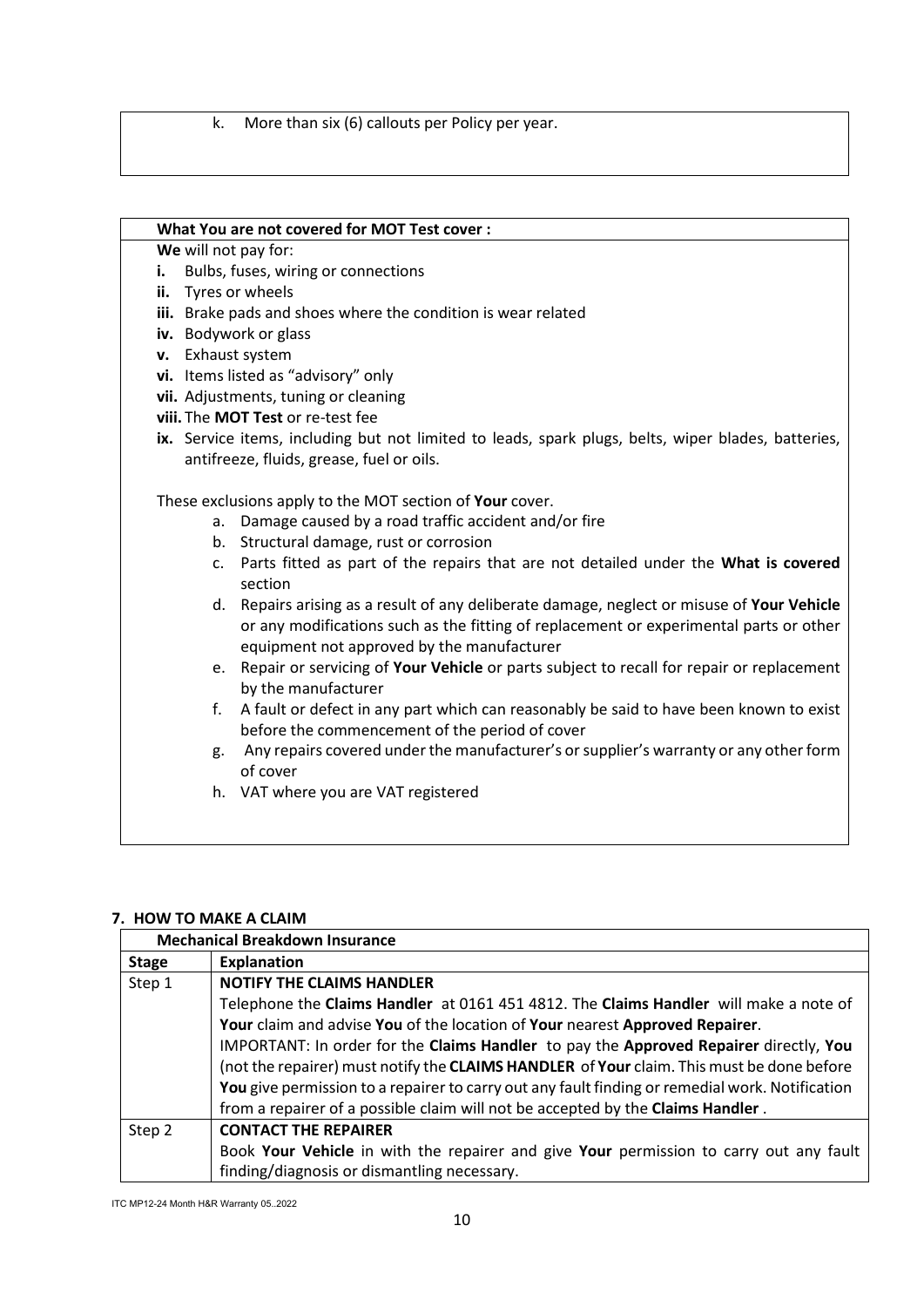k. More than six (6) callouts per Policy per year.

**What You are not covered for MOT Test cover :**

**We** will not pay for:

**i.** Bulbs, fuses, wiring or connections
**ii.** Tyres or wheels
**iii.** Brake pads and shoes where the condition is wear related
**iv.** Bodywork or glass
**v.** Exhaust system
**vi.** Items listed as "advisory" only
**vii.** Adjustments, tuning or cleaning
**viii.** The **MOT Test** or re-test fee
**ix.** Service items, including but not limited to leads, spark plugs, belts, wiper blades, batteries, antifreeze, fluids, grease, fuel or oils.

These exclusions apply to the MOT section of **Your** cover.

a. Damage caused by a road traffic accident and/or fire
b. Structural damage, rust or corrosion
c. Parts fitted as part of the repairs that are not detailed under the **What is covered** section
d. Repairs arising as a result of any deliberate damage, neglect or misuse of **Your Vehicle** or any modifications such as the fitting of replacement or experimental parts or other equipment not approved by the manufacturer
e. Repair or servicing of **Your Vehicle** or parts subject to recall for repair or replacement by the manufacturer
f. A fault or defect in any part which can reasonably be said to have been known to exist before the commencement of the period of cover
g. Any repairs covered under the manufacturer's or supplier's warranty or any other form of cover
h. VAT where you are VAT registered

## 7. HOW TO MAKE A CLAIM

| **Mechanical Breakdown Insurance** | |
|---|---|
| **Stage** | **Explanation** |
| Step 1 | **NOTIFY THE CLAIMS HANDLER**<br>Telephone the **Claims Handler** at 0161 451 4812. The **Claims Handler** will make a note of **Your** claim and advise **You** of the location of **Your** nearest **Approved Repairer**.<br>IMPORTANT: In order for the **Claims Handler** to pay the **Approved Repairer** directly, **You** (not the repairer) must notify the **CLAIMS HANDLER** of **Your** claim. This must be done before **You** give permission to a repairer to carry out any fault finding or remedial work. Notification from a repairer of a possible claim will not be accepted by the **Claims Handler** . |
| Step 2 | **CONTACT THE REPAIRER**<br>Book **Your Vehicle** in with the repairer and give **Your** permission to carry out any fault finding/diagnosis or dismantling necessary. |

ITC MP12-24 Month H&R Warranty 05..2022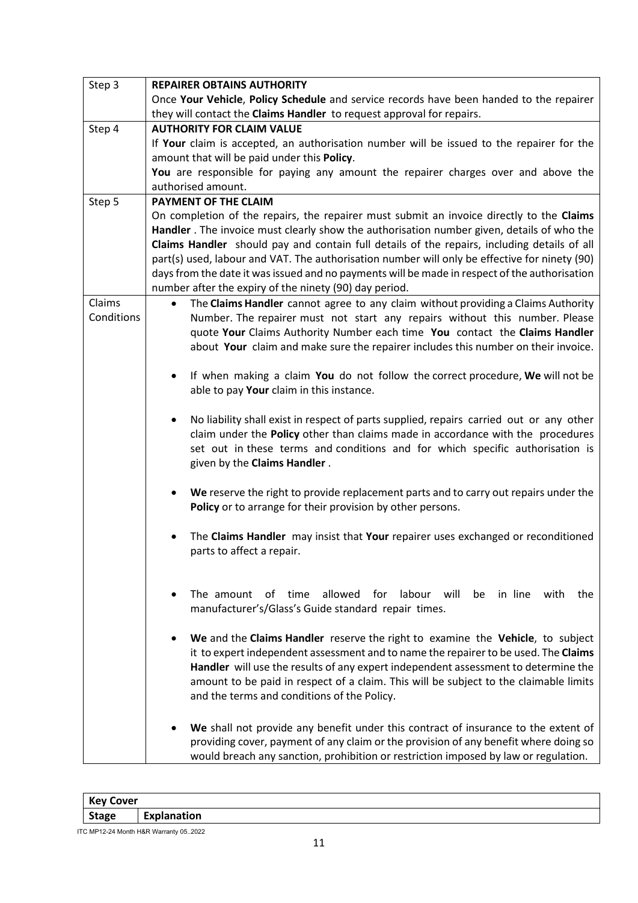| | |
|---|---|
| Step 3 | **REPAIRER OBTAINS AUTHORITY**<br>Once **Your Vehicle**, **Policy Schedule** and service records have been handed to the repairer they will contact the **Claims Handler** to request approval for repairs. |
| Step 4 | **AUTHORITY FOR CLAIM VALUE**<br>If **Your** claim is accepted, an authorisation number will be issued to the repairer for the amount that will be paid under this **Policy**.<br>**You** are responsible for paying any amount the repairer charges over and above the authorised amount. |
| Step 5 | **PAYMENT OF THE CLAIM**<br>On completion of the repairs, the repairer must submit an invoice directly to the **Claims Handler** . The invoice must clearly show the authorisation number given, details of who the **Claims Handler** should pay and contain full details of the repairs, including details of all part(s) used, labour and VAT. The authorisation number will only be effective for ninety (90) days from the date it was issued and no payments will be made in respect of the authorisation number after the expiry of the ninety (90) day period. |
| Claims Conditions | • The **Claims Handler** cannot agree to any claim without providing a Claims Authority Number. The repairer must not start any repairs without this number. Please quote **Your** Claims Authority Number each time **You** contact the **Claims Handler** about **Your** claim and make sure the repairer includes this number on their invoice.<br><br>• If when making a claim **You** do not follow the correct procedure, **We** will not be able to pay **Your** claim in this instance.<br><br>• No liability shall exist in respect of parts supplied, repairs carried out or any other claim under the **Policy** other than claims made in accordance with the procedures set out in these terms and conditions and for which specific authorisation is given by the **Claims Handler** .<br><br>• **We** reserve the right to provide replacement parts and to carry out repairs under the **Policy** or to arrange for their provision by other persons.<br><br>• The **Claims Handler** may insist that **Your** repairer uses exchanged or reconditioned parts to affect a repair.<br><br>• The amount of time allowed for labour will be in line with the manufacturer's/Glass's Guide standard repair times.<br><br>• **We** and the **Claims Handler** reserve the right to examine the **Vehicle**, to subject it to expert independent assessment and to name the repairer to be used. The **Claims Handler** will use the results of any expert independent assessment to determine the amount to be paid in respect of a claim. This will be subject to the claimable limits and the terms and conditions of the Policy.<br><br>• **We** shall not provide any benefit under this contract of insurance to the extent of providing cover, payment of any claim or the provision of any benefit where doing so would breach any sanction, prohibition or restriction imposed by law or regulation. |

| **Key Cover** | |
|---|---|
| **Stage** | **Explanation** |

ITC MP12-24 Month H&R Warranty 05..2022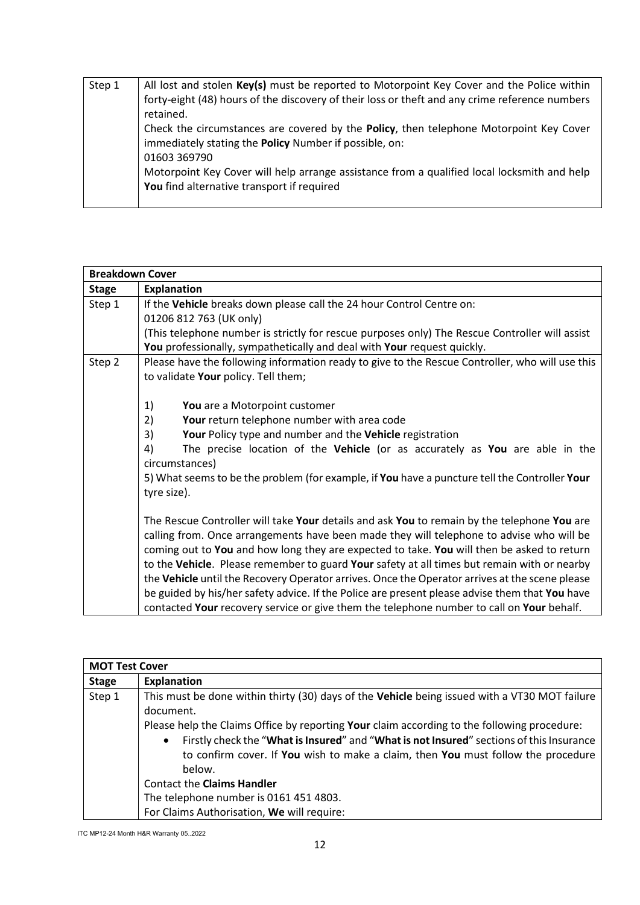| | |
|---|---|
| Step 1 | All lost and stolen **Key(s)** must be reported to Motorpoint Key Cover and the Police within forty-eight (48) hours of the discovery of their loss or theft and any crime reference numbers retained.<br>Check the circumstances are covered by the **Policy**, then telephone Motorpoint Key Cover immediately stating the **Policy** Number if possible, on:<br>01603 369790<br>Motorpoint Key Cover will help arrange assistance from a qualified local locksmith and help **You** find alternative transport if required |

| **Breakdown Cover** | |
|---|---|
| **Stage** | **Explanation** |
| Step 1 | If the **Vehicle** breaks down please call the 24 hour Control Centre on:<br>01206 812 763 (UK only)<br>(This telephone number is strictly for rescue purposes only) The Rescue Controller will assist **You** professionally, sympathetically and deal with **Your** request quickly. |
| Step 2 | Please have the following information ready to give to the Rescue Controller, who will use this to validate **Your** policy. Tell them;<br><br>1) **You** are a Motorpoint customer<br>2) **Your** return telephone number with area code<br>3) **Your** Policy type and number and the **Vehicle** registration<br>4) The precise location of the **Vehicle** (or as accurately as **You** are able in the circumstances)<br>5) What seems to be the problem (for example, if **You** have a puncture tell the Controller **Your** tyre size).<br><br>The Rescue Controller will take **Your** details and ask **You** to remain by the telephone **You** are calling from. Once arrangements have been made they will telephone to advise who will be coming out to **You** and how long they are expected to take. **You** will then be asked to return to the **Vehicle**. Please remember to guard **Your** safety at all times but remain with or nearby the **Vehicle** until the Recovery Operator arrives. Once the Operator arrives at the scene please be guided by his/her safety advice. If the Police are present please advise them that **You** have contacted **Your** recovery service or give them the telephone number to call on **Your** behalf. |

| **MOT Test Cover** | |
|---|---|
| **Stage** | **Explanation** |
| Step 1 | This must be done within thirty (30) days of the **Vehicle** being issued with a VT30 MOT failure document.<br>Please help the Claims Office by reporting **Your** claim according to the following procedure:<br>• Firstly check the "**What is Insured**" and "**What is not Insured**" sections of this Insurance to confirm cover. If **You** wish to make a claim, then **You** must follow the procedure below.<br>Contact the **Claims Handler**<br>The telephone number is 0161 451 4803.<br>For Claims Authorisation, **We** will require: |

ITC MP12-24 Month H&R Warranty 05..2022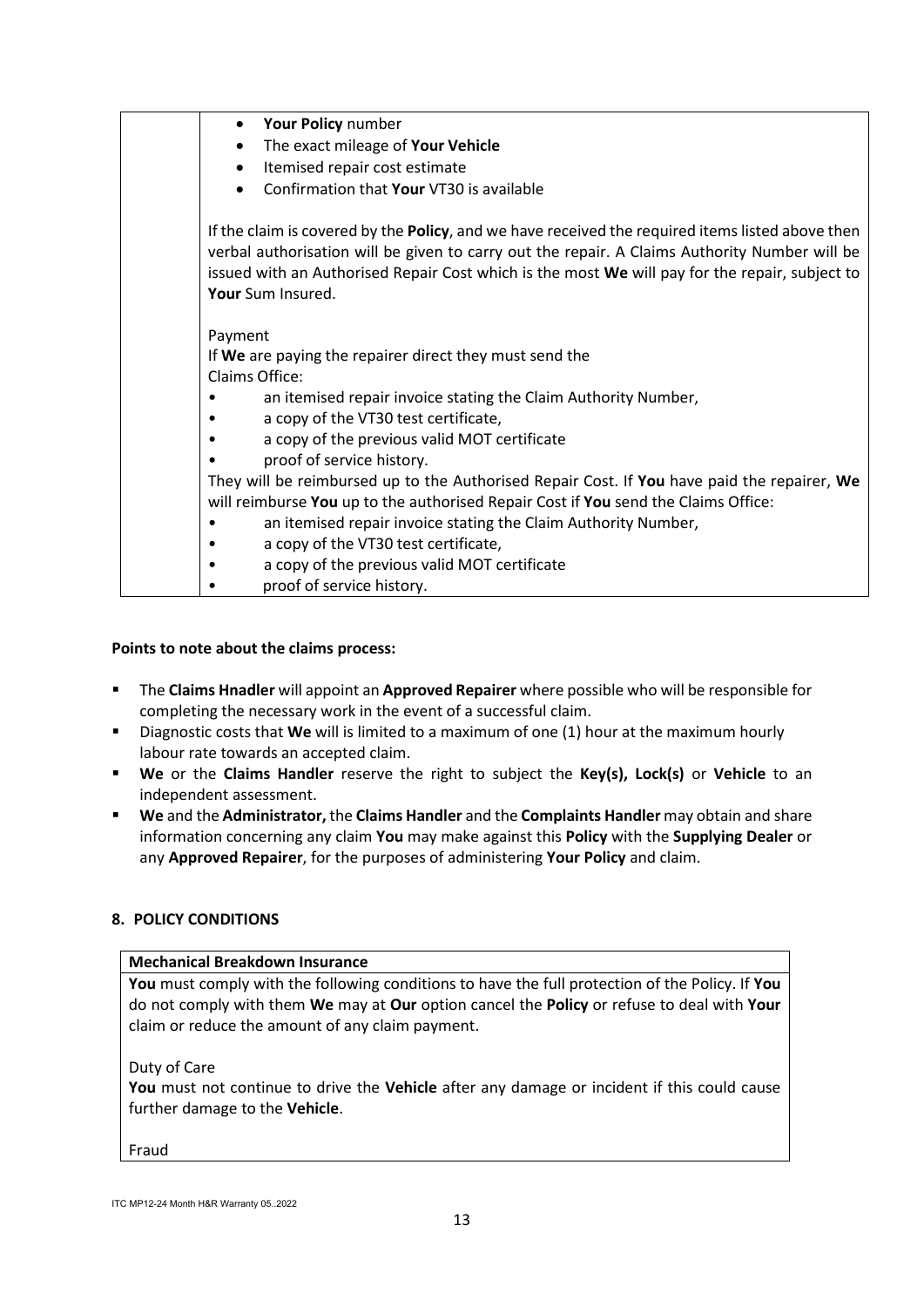| | |
|---|---|
| | • **Your Policy** number<br>• The exact mileage of **Your Vehicle**<br>• Itemised repair cost estimate<br>• Confirmation that **Your** VT30 is available<br><br>If the claim is covered by the **Policy**, and we have received the required items listed above then verbal authorisation will be given to carry out the repair. A Claims Authority Number will be issued with an Authorised Repair Cost which is the most **We** will pay for the repair, subject to **Your** Sum Insured.<br><br>Payment<br>If **We** are paying the repairer direct they must send the Claims Office:<br>• an itemised repair invoice stating the Claim Authority Number,<br>• a copy of the VT30 test certificate,<br>• a copy of the previous valid MOT certificate<br>• proof of service history.<br>They will be reimbursed up to the Authorised Repair Cost. If **You** have paid the repairer, **We** will reimburse **You** up to the authorised Repair Cost if **You** send the Claims Office:<br>• an itemised repair invoice stating the Claim Authority Number,<br>• a copy of the VT30 test certificate,<br>• a copy of the previous valid MOT certificate<br>• proof of service history. |

**Points to note about the claims process:**

- The **Claims Hnadler** will appoint an **Approved Repairer** where possible who will be responsible for completing the necessary work in the event of a successful claim.
- Diagnostic costs that **We** will is limited to a maximum of one (1) hour at the maximum hourly labour rate towards an accepted claim.
- **We** or the **Claims Handler** reserve the right to subject the **Key(s), Lock(s)** or **Vehicle** to an independent assessment.
- **We** and the **Administrator,** the **Claims Handler** and the **Complaints Handler** may obtain and share information concerning any claim **You** may make against this **Policy** with the **Supplying Dealer** or any **Approved Repairer**, for the purposes of administering **Your Policy** and claim.

## 8. POLICY CONDITIONS

| **Mechanical Breakdown Insurance** |
|---|
| **You** must comply with the following conditions to have the full protection of the Policy. If **You** do not comply with them **We** may at **Our** option cancel the **Policy** or refuse to deal with **Your** claim or reduce the amount of any claim payment.<br><br>Duty of Care<br>**You** must not continue to drive the **Vehicle** after any damage or incident if this could cause further damage to the **Vehicle**.<br><br>Fraud |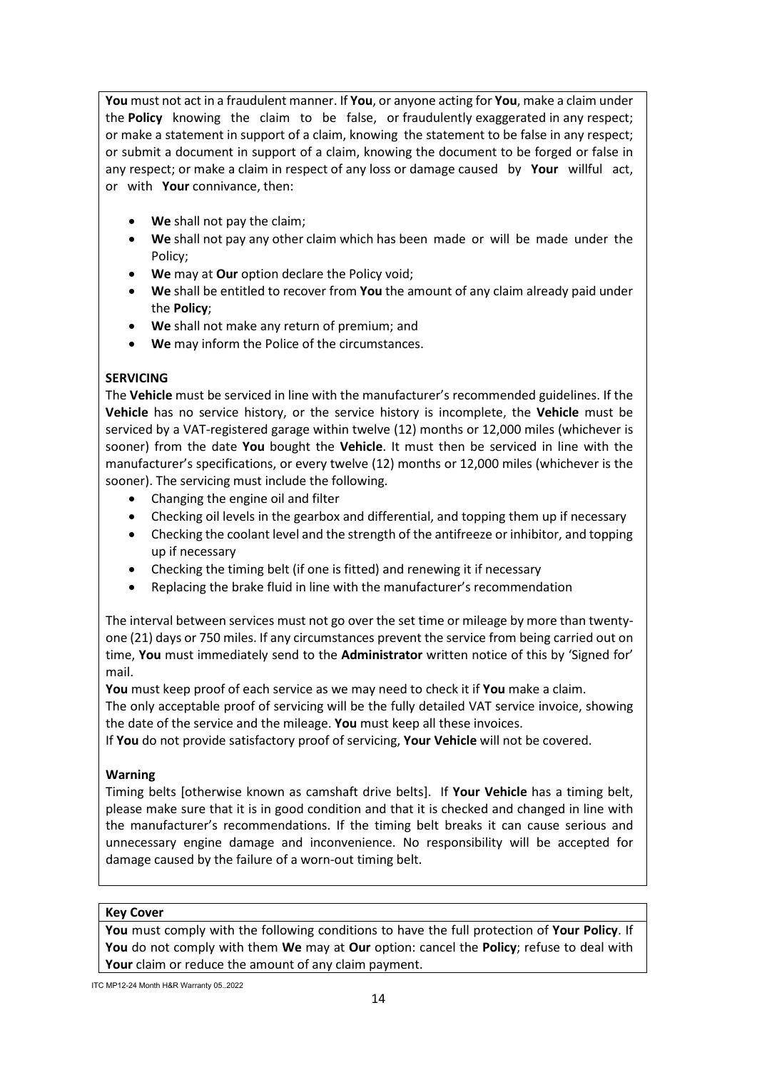**You** must not act in a fraudulent manner. If **You**, or anyone acting for **You**, make a claim under the **Policy** knowing the claim to be false, or fraudulently exaggerated in any respect; or make a statement in support of a claim, knowing the statement to be false in any respect; or submit a document in support of a claim, knowing the document to be forged or false in any respect; or make a claim in respect of any loss or damage caused by **Your** willful act, or with **Your** connivance, then:

- **We** shall not pay the claim;
- **We** shall not pay any other claim which has been made or will be made under the Policy;
- **We** may at **Our** option declare the Policy void;
- **We** shall be entitled to recover from **You** the amount of any claim already paid under the **Policy**;
- **We** shall not make any return of premium; and
- **We** may inform the Police of the circumstances.

**SERVICING**

The **Vehicle** must be serviced in line with the manufacturer's recommended guidelines. If the **Vehicle** has no service history, or the service history is incomplete, the **Vehicle** must be serviced by a VAT-registered garage within twelve (12) months or 12,000 miles (whichever is sooner) from the date **You** bought the **Vehicle**. It must then be serviced in line with the manufacturer's specifications, or every twelve (12) months or 12,000 miles (whichever is the sooner). The servicing must include the following.

- Changing the engine oil and filter
- Checking oil levels in the gearbox and differential, and topping them up if necessary
- Checking the coolant level and the strength of the antifreeze or inhibitor, and topping up if necessary
- Checking the timing belt (if one is fitted) and renewing it if necessary
- Replacing the brake fluid in line with the manufacturer's recommendation

The interval between services must not go over the set time or mileage by more than twenty-one (21) days or 750 miles. If any circumstances prevent the service from being carried out on time, **You** must immediately send to the **Administrator** written notice of this by 'Signed for' mail.

**You** must keep proof of each service as we may need to check it if **You** make a claim.

The only acceptable proof of servicing will be the fully detailed VAT service invoice, showing the date of the service and the mileage. **You** must keep all these invoices.

If **You** do not provide satisfactory proof of servicing, **Your Vehicle** will not be covered.

**Warning**

Timing belts [otherwise known as camshaft drive belts]. If **Your Vehicle** has a timing belt, please make sure that it is in good condition and that it is checked and changed in line with the manufacturer's recommendations. If the timing belt breaks it can cause serious and unnecessary engine damage and inconvenience. No responsibility will be accepted for damage caused by the failure of a worn-out timing belt.

**Key Cover**

**You** must comply with the following conditions to have the full protection of **Your Policy**. If **You** do not comply with them **We** may at **Our** option: cancel the **Policy**; refuse to deal with **Your** claim or reduce the amount of any claim payment.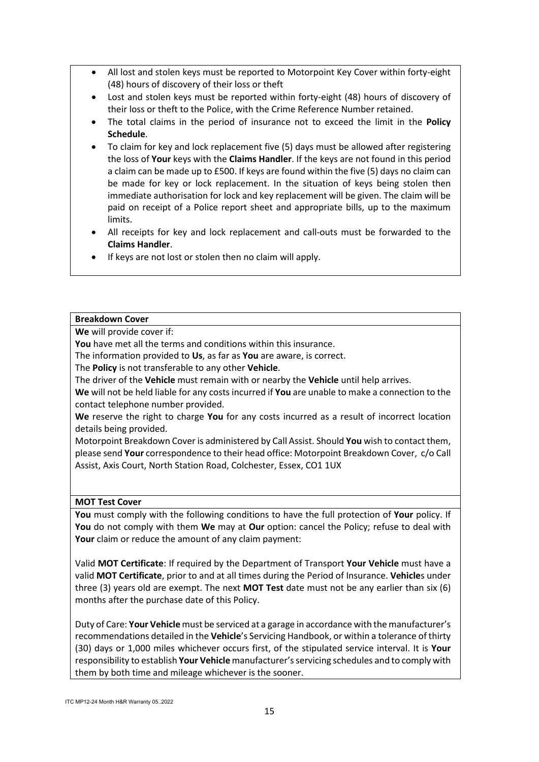- All lost and stolen keys must be reported to Motorpoint Key Cover within forty-eight (48) hours of discovery of their loss or theft
- Lost and stolen keys must be reported within forty-eight (48) hours of discovery of their loss or theft to the Police, with the Crime Reference Number retained.
- The total claims in the period of insurance not to exceed the limit in the **Policy Schedule**.
- To claim for key and lock replacement five (5) days must be allowed after registering the loss of **Your** keys with the **Claims Handler**. If the keys are not found in this period a claim can be made up to £500. If keys are found within the five (5) days no claim can be made for key or lock replacement. In the situation of keys being stolen then immediate authorisation for lock and key replacement will be given. The claim will be paid on receipt of a Police report sheet and appropriate bills, up to the maximum limits.
- All receipts for key and lock replacement and call-outs must be forwarded to the **Claims Handler**.
- If keys are not lost or stolen then no claim will apply.

**Breakdown Cover**

**We** will provide cover if:

**You** have met all the terms and conditions within this insurance.

The information provided to **Us**, as far as **You** are aware, is correct.

The **Policy** is not transferable to any other **Vehicle**.

The driver of the **Vehicle** must remain with or nearby the **Vehicle** until help arrives.

**We** will not be held liable for any costs incurred if **You** are unable to make a connection to the contact telephone number provided.

**We** reserve the right to charge **You** for any costs incurred as a result of incorrect location details being provided.

Motorpoint Breakdown Cover is administered by Call Assist. Should **You** wish to contact them, please send **Your** correspondence to their head office: Motorpoint Breakdown Cover, c/o Call Assist, Axis Court, North Station Road, Colchester, Essex, CO1 1UX

**MOT Test Cover**

**You** must comply with the following conditions to have the full protection of **Your** policy. If **You** do not comply with them **We** may at **Our** option: cancel the Policy; refuse to deal with **Your** claim or reduce the amount of any claim payment:

Valid **MOT Certificate**: If required by the Department of Transport **Your Vehicle** must have a valid **MOT Certificate**, prior to and at all times during the Period of Insurance. **Vehicle**s under three (3) years old are exempt. The next **MOT Test** date must not be any earlier than six (6) months after the purchase date of this Policy.

Duty of Care: **Your Vehicle** must be serviced at a garage in accordance with the manufacturer's recommendations detailed in the **Vehicle**'s Servicing Handbook, or within a tolerance of thirty (30) days or 1,000 miles whichever occurs first, of the stipulated service interval. It is **Your** responsibility to establish **Your Vehicle** manufacturer's servicing schedules and to comply with them by both time and mileage whichever is the sooner.

ITC MP12-24 Month H&R Warranty 05..2022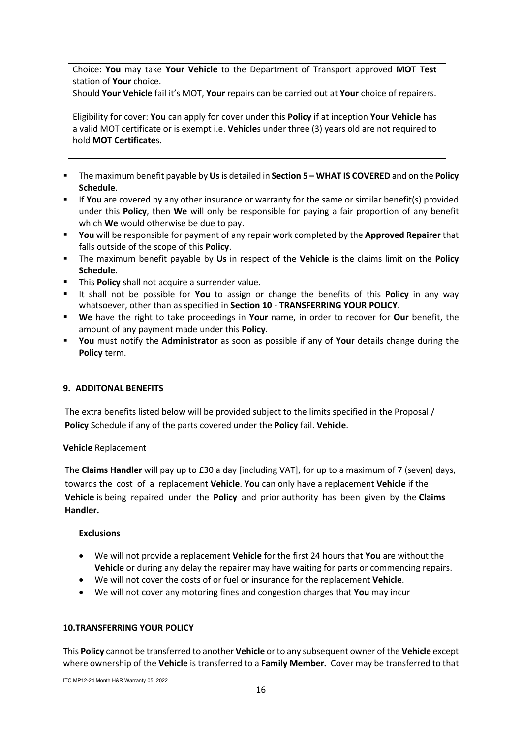Choice: **You** may take **Your Vehicle** to the Department of Transport approved **MOT Test** station of **Your** choice.
Should **Your Vehicle** fail it's MOT, **Your** repairs can be carried out at **Your** choice of repairers.

Eligibility for cover: **You** can apply for cover under this **Policy** if at inception **Your Vehicle** has a valid MOT certificate or is exempt i.e. **Vehicle**s under three (3) years old are not required to hold **MOT Certificate**s.

- The maximum benefit payable by **Us** is detailed in **Section 5 – WHAT IS COVERED** and on the **Policy Schedule**.
- If **You** are covered by any other insurance or warranty for the same or similar benefit(s) provided under this **Policy**, then **We** will only be responsible for paying a fair proportion of any benefit which **We** would otherwise be due to pay.
- **You** will be responsible for payment of any repair work completed by the **Approved Repairer** that falls outside of the scope of this **Policy**.
- The maximum benefit payable by **Us** in respect of the **Vehicle** is the claims limit on the **Policy Schedule**.
- This **Policy** shall not acquire a surrender value.
- It shall not be possible for **You** to assign or change the benefits of this **Policy** in any way whatsoever, other than as specified in **Section 10** - **TRANSFERRING YOUR POLICY**.
- **We** have the right to take proceedings in **Your** name, in order to recover for **Our** benefit, the amount of any payment made under this **Policy**.
- **You** must notify the **Administrator** as soon as possible if any of **Your** details change during the **Policy** term.

## 9. ADDITONAL BENEFITS

The extra benefits listed below will be provided subject to the limits specified in the Proposal / **Policy** Schedule if any of the parts covered under the **Policy** fail. **Vehicle**.

**Vehicle** Replacement

The **Claims Handler** will pay up to £30 a day [including VAT], for up to a maximum of 7 (seven) days, towards the cost of a replacement **Vehicle**. **You** can only have a replacement **Vehicle** if the **Vehicle** is being repaired under the **Policy** and prior authority has been given by the **Claims Handler.**

**Exclusions**

- We will not provide a replacement **Vehicle** for the first 24 hours that **You** are without the **Vehicle** or during any delay the repairer may have waiting for parts or commencing repairs.
- We will not cover the costs of or fuel or insurance for the replacement **Vehicle**.
- We will not cover any motoring fines and congestion charges that **You** may incur

## 10.TRANSFERRING YOUR POLICY

This **Policy** cannot be transferred to another **Vehicle** or to any subsequent owner of the **Vehicle** except where ownership of the **Vehicle** is transferred to a **Family Member.** Cover may be transferred to that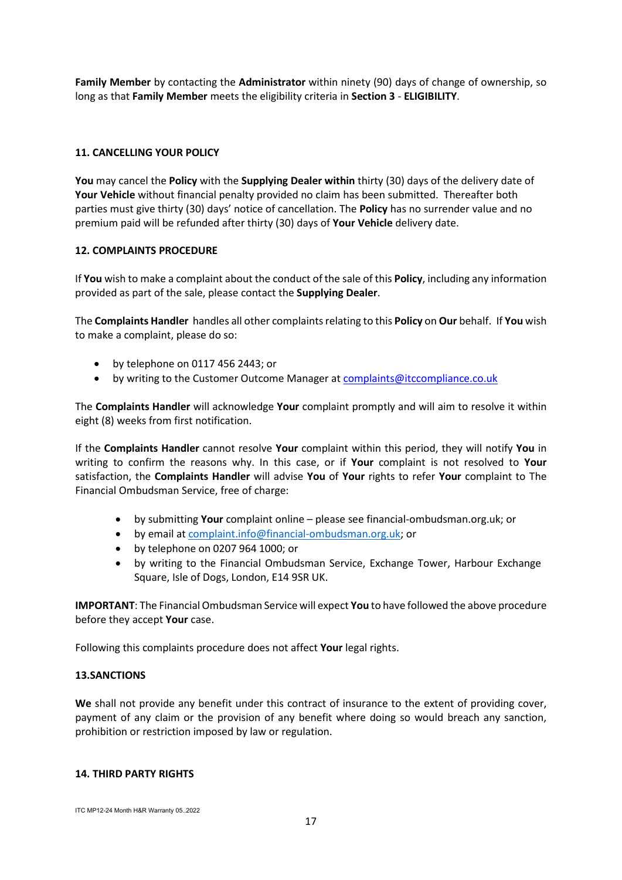**Family Member** by contacting the **Administrator** within ninety (90) days of change of ownership, so long as that **Family Member** meets the eligibility criteria in **Section 3** - **ELIGIBILITY**.

## 11. CANCELLING YOUR POLICY

**You** may cancel the **Policy** with the **Supplying Dealer within** thirty (30) days of the delivery date of **Your Vehicle** without financial penalty provided no claim has been submitted. Thereafter both parties must give thirty (30) days' notice of cancellation. The **Policy** has no surrender value and no premium paid will be refunded after thirty (30) days of **Your Vehicle** delivery date.

## 12. COMPLAINTS PROCEDURE

If **You** wish to make a complaint about the conduct of the sale of this **Policy**, including any information provided as part of the sale, please contact the **Supplying Dealer**.

The **Complaints Handler** handles all other complaints relating to this **Policy** on **Our** behalf. If **You** wish to make a complaint, please do so:

- by telephone on 0117 456 2443; or
- by writing to the Customer Outcome Manager at complaints@itccompliance.co.uk

The **Complaints Handler** will acknowledge **Your** complaint promptly and will aim to resolve it within eight (8) weeks from first notification.

If the **Complaints Handler** cannot resolve **Your** complaint within this period, they will notify **You** in writing to confirm the reasons why. In this case, or if **Your** complaint is not resolved to **Your** satisfaction, the **Complaints Handler** will advise **You** of **Your** rights to refer **Your** complaint to The Financial Ombudsman Service, free of charge:

- by submitting **Your** complaint online – please see financial-ombudsman.org.uk; or
- by email at complaint.info@financial-ombudsman.org.uk; or
- by telephone on 0207 964 1000; or
- by writing to the Financial Ombudsman Service, Exchange Tower, Harbour Exchange Square, Isle of Dogs, London, E14 9SR UK.

**IMPORTANT**: The Financial Ombudsman Service will expect **You** to have followed the above procedure before they accept **Your** case.

Following this complaints procedure does not affect **Your** legal rights.

## 13.SANCTIONS

**We** shall not provide any benefit under this contract of insurance to the extent of providing cover, payment of any claim or the provision of any benefit where doing so would breach any sanction, prohibition or restriction imposed by law or regulation.

## 14. THIRD PARTY RIGHTS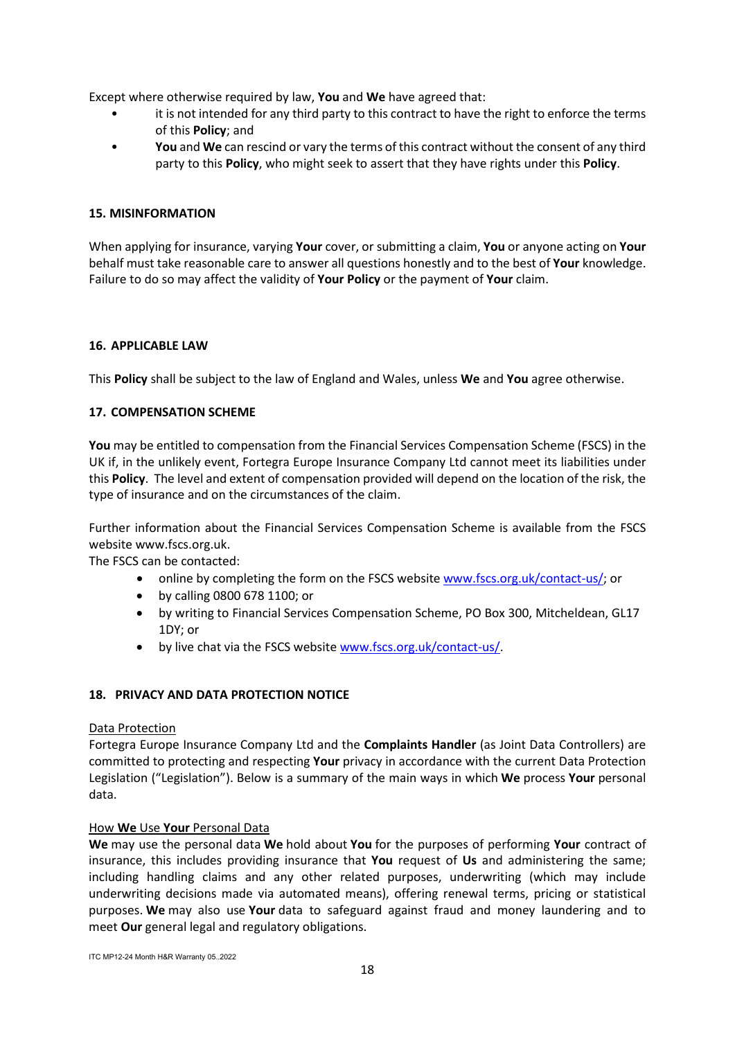Except where otherwise required by law, **You** and **We** have agreed that:

- it is not intended for any third party to this contract to have the right to enforce the terms of this **Policy**; and
- **You** and **We** can rescind or vary the terms of this contract without the consent of any third party to this **Policy**, who might seek to assert that they have rights under this **Policy**.

### 15. MISINFORMATION

When applying for insurance, varying **Your** cover, or submitting a claim, **You** or anyone acting on **Your** behalf must take reasonable care to answer all questions honestly and to the best of **Your** knowledge. Failure to do so may affect the validity of **Your Policy** or the payment of **Your** claim.

### 16. APPLICABLE LAW

This **Policy** shall be subject to the law of England and Wales, unless **We** and **You** agree otherwise.

### 17. COMPENSATION SCHEME

**You** may be entitled to compensation from the Financial Services Compensation Scheme (FSCS) in the UK if, in the unlikely event, Fortegra Europe Insurance Company Ltd cannot meet its liabilities under this **Policy**. The level and extent of compensation provided will depend on the location of the risk, the type of insurance and on the circumstances of the claim.

Further information about the Financial Services Compensation Scheme is available from the FSCS website www.fscs.org.uk.

The FSCS can be contacted:

- online by completing the form on the FSCS website www.fscs.org.uk/contact-us/; or
- by calling 0800 678 1100; or
- by writing to Financial Services Compensation Scheme, PO Box 300, Mitcheldean, GL17 1DY; or
- by live chat via the FSCS website www.fscs.org.uk/contact-us/.

### 18. PRIVACY AND DATA PROTECTION NOTICE

Data Protection

Fortegra Europe Insurance Company Ltd and the **Complaints Handler** (as Joint Data Controllers) are committed to protecting and respecting **Your** privacy in accordance with the current Data Protection Legislation ("Legislation"). Below is a summary of the main ways in which **We** process **Your** personal data.

How **We** Use **Your** Personal Data

**We** may use the personal data **We** hold about **You** for the purposes of performing **Your** contract of insurance, this includes providing insurance that **You** request of **Us** and administering the same; including handling claims and any other related purposes, underwriting (which may include underwriting decisions made via automated means), offering renewal terms, pricing or statistical purposes. **We** may also use **Your** data to safeguard against fraud and money laundering and to meet **Our** general legal and regulatory obligations.

ITC MP12-24 Month H&R Warranty 05..2022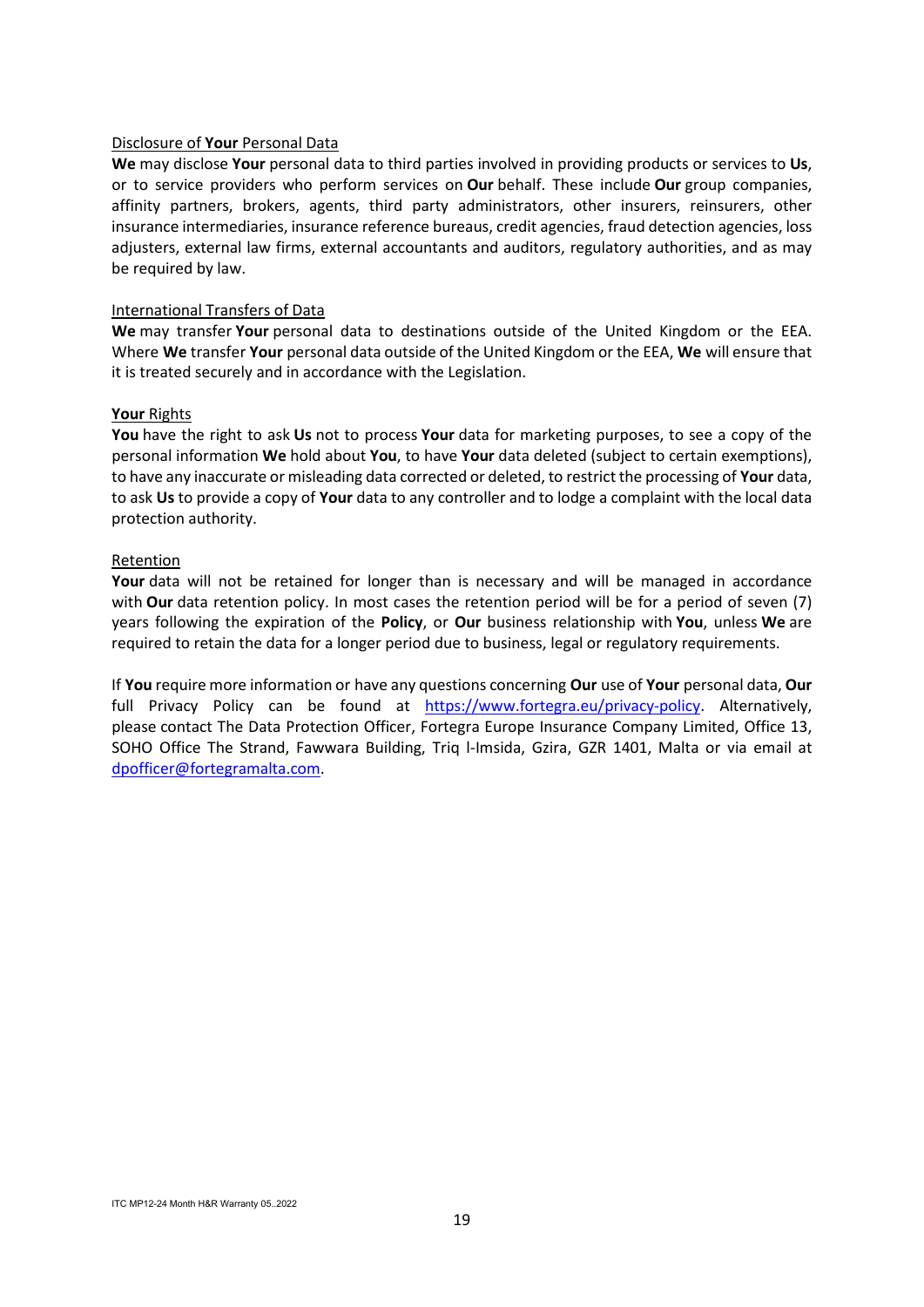Disclosure of **Your** Personal Data

**We** may disclose **Your** personal data to third parties involved in providing products or services to **Us**, or to service providers who perform services on **Our** behalf. These include **Our** group companies, affinity partners, brokers, agents, third party administrators, other insurers, reinsurers, other insurance intermediaries, insurance reference bureaus, credit agencies, fraud detection agencies, loss adjusters, external law firms, external accountants and auditors, regulatory authorities, and as may be required by law.

International Transfers of Data

**We** may transfer **Your** personal data to destinations outside of the United Kingdom or the EEA. Where **We** transfer **Your** personal data outside of the United Kingdom or the EEA, **We** will ensure that it is treated securely and in accordance with the Legislation.

**Your** Rights

**You** have the right to ask **Us** not to process **Your** data for marketing purposes, to see a copy of the personal information **We** hold about **You**, to have **Your** data deleted (subject to certain exemptions), to have any inaccurate or misleading data corrected or deleted, to restrict the processing of **Your** data, to ask **Us** to provide a copy of **Your** data to any controller and to lodge a complaint with the local data protection authority.

Retention

**Your** data will not be retained for longer than is necessary and will be managed in accordance with **Our** data retention policy. In most cases the retention period will be for a period of seven (7) years following the expiration of the **Policy**, or **Our** business relationship with **You**, unless **We** are required to retain the data for a longer period due to business, legal or regulatory requirements.

If **You** require more information or have any questions concerning **Our** use of **Your** personal data, **Our** full Privacy Policy can be found at https://www.fortegra.eu/privacy-policy. Alternatively, please contact The Data Protection Officer, Fortegra Europe Insurance Company Limited, Office 13, SOHO Office The Strand, Fawwara Building, Triq l-Imsida, Gzira, GZR 1401, Malta or via email at dpofficer@fortegramalta.com.